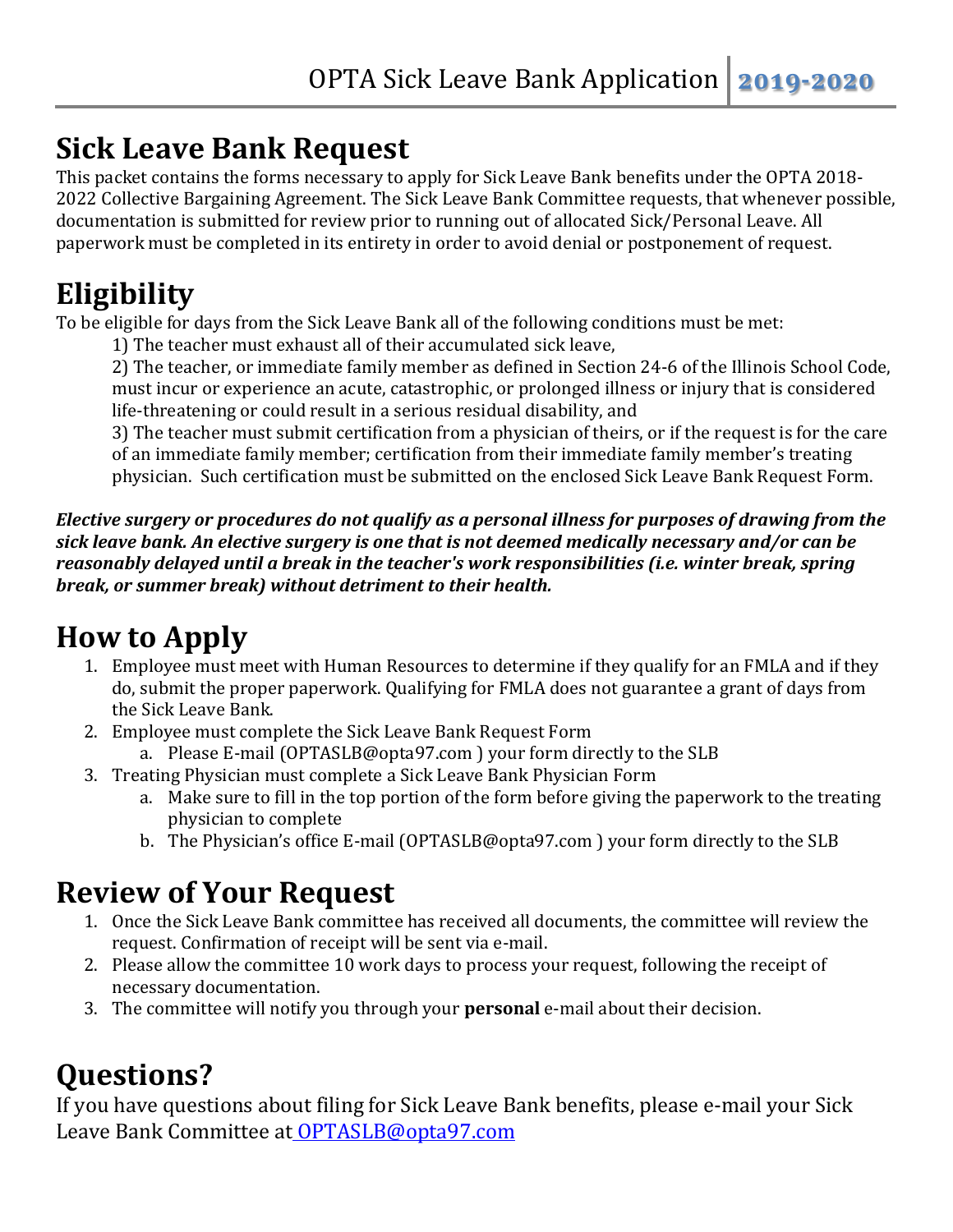# Sick Leave Bank Request

This packet contains the forms necessary to apply for Sick Leave Bank benefits under the OPTA 2018-2022 Collective Bargaining Agreement. The Sick Leave Bank Committee requests, that whenever possible, documentation is submitted for review prior to running out of allocated Sick/Personal Leave. All paperwork must be completed in its entirety in order to avoid denial or postponement of request.

# Eligibility

To be eligible for days from the Sick Leave Bank all of the following conditions must be met:

1) The teacher must exhaust all of their accumulated sick leave,
2) The teacher, or immediate family member as defined in Section 24-6 of the Illinois School Code, must incur or experience an acute, catastrophic, or prolonged illness or injury that is considered life-threatening or could result in a serious residual disability, and
3) The teacher must submit certification from a physician of theirs, or if the request is for the care of an immediate family member; certification from their immediate family member's treating physician. Such certification must be submitted on the enclosed Sick Leave Bank Request Form.

***Elective surgery or procedures do not qualify as a personal illness for purposes of drawing from the sick leave bank. An elective surgery is one that is not deemed medically necessary and/or can be reasonably delayed until a break in the teacher's work responsibilities (i.e. winter break, spring break, or summer break) without detriment to their health.***

# How to Apply

1. Employee must meet with Human Resources to determine if they qualify for an FMLA and if they do, submit the proper paperwork. Qualifying for FMLA does not guarantee a grant of days from the Sick Leave Bank.
2. Employee must complete the Sick Leave Bank Request Form
   a. Please E-mail (OPTASLB@opta97.com ) your form directly to the SLB
3. Treating Physician must complete a Sick Leave Bank Physician Form
   a. Make sure to fill in the top portion of the form before giving the paperwork to the treating physician to complete
   b. The Physician's office E-mail (OPTASLB@opta97.com ) your form directly to the SLB

# Review of Your Request

1. Once the Sick Leave Bank committee has received all documents, the committee will review the request. Confirmation of receipt will be sent via e-mail.
2. Please allow the committee 10 work days to process your request, following the receipt of necessary documentation.
3. The committee will notify you through your **personal** e-mail about their decision.

# Questions?

If you have questions about filing for Sick Leave Bank benefits, please e-mail your Sick Leave Bank Committee at OPTASLB@opta97.com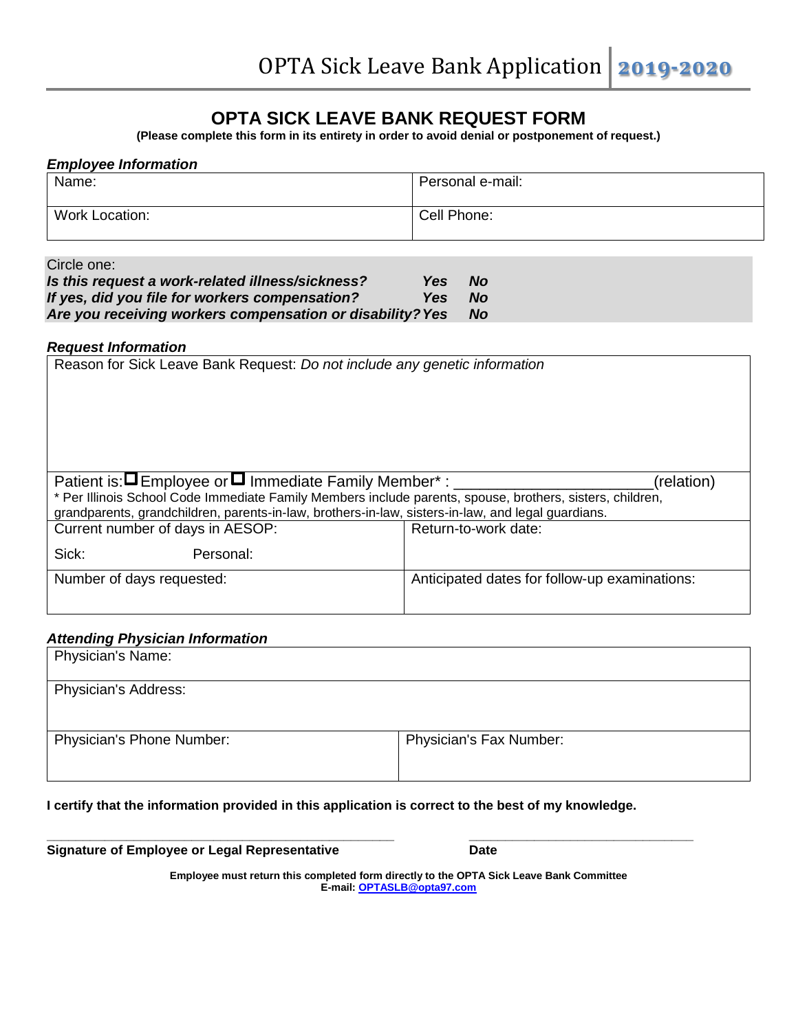# OPTA SICK LEAVE BANK REQUEST FORM

**(Please complete this form in its entirety in order to avoid denial or postponement of request.)**

***Employee Information***

| Name: | Personal e-mail: |
|---|---|
| Work Location: | Cell Phone: |

Circle one:

| | | |
|---|---|---|
| ***Is this request a work-related illness/sickness?*** | ***Yes*** | ***No*** |
| ***If yes, did you file for workers compensation?*** | ***Yes*** | ***No*** |
| ***Are you receiving workers compensation or disability?*** | ***Yes*** | ***No*** |

***Request Information***

Reason for Sick Leave Bank Request: *Do not include any genetic information*

Patient is: ☐ Employee or ☐ Immediate Family Member* : ______________________(relation)

* Per Illinois School Code Immediate Family Members include parents, spouse, brothers, sisters, children, grandparents, grandchildren, parents-in-law, brothers-in-law, sisters-in-law, and legal guardians.

| Current number of days in AESOP:<br>Sick: Personal: | Return-to-work date: |
|---|---|
| Number of days requested: | Anticipated dates for follow-up examinations: |

***Attending Physician Information***

| Physician's Name: | |
|---|---|
| Physician's Address: | |
| Physician's Phone Number: | Physician's Fax Number: |

**I certify that the information provided in this application is correct to the best of my knowledge.**

_______________________________________________ ______________________________

**Signature of Employee or Legal Representative** **Date**

**Employee must return this completed form directly to the OPTA Sick Leave Bank Committee**
**E-mail: [OPTASLB@opta97.com](mailto:OPTASLB@opta97.com)**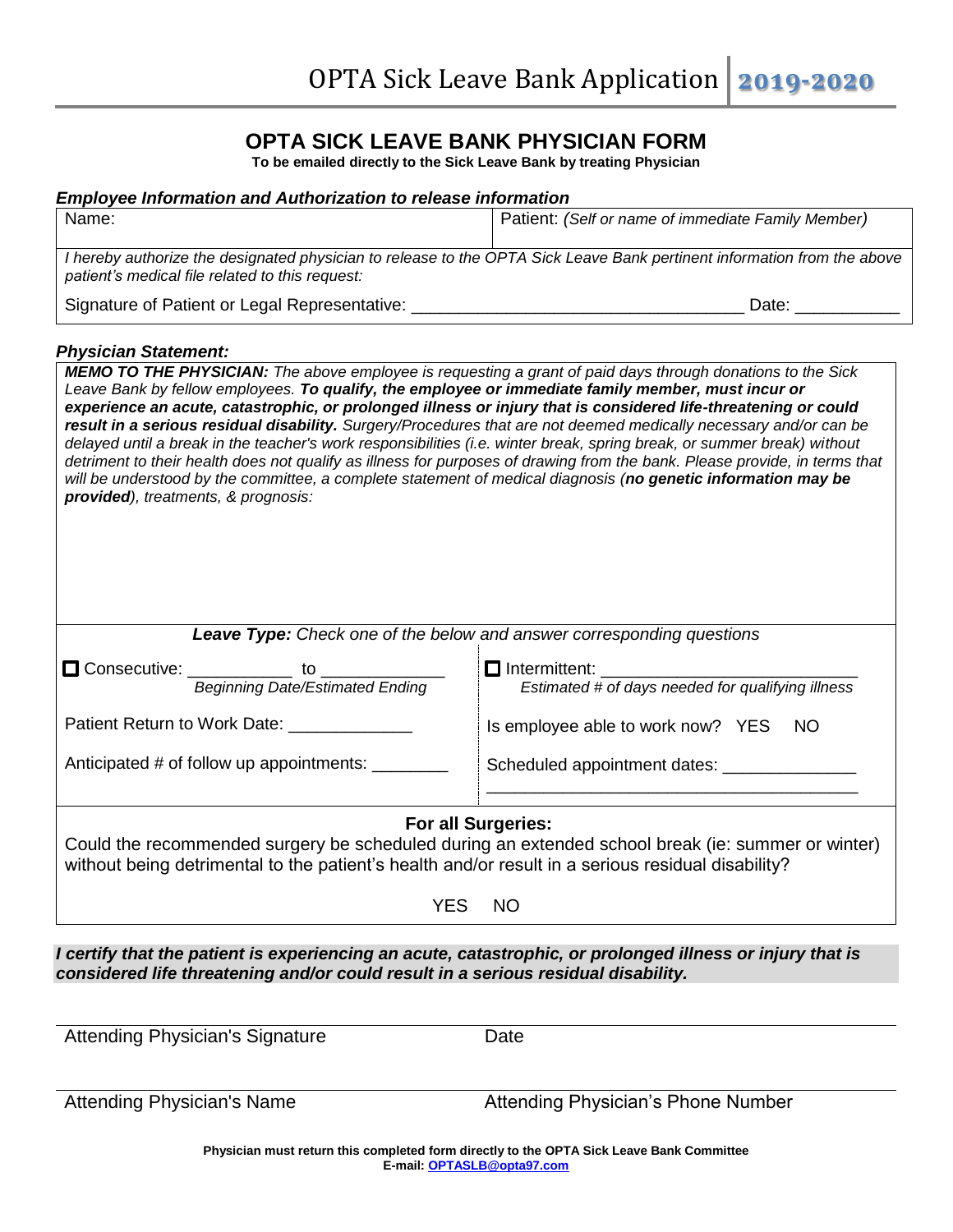# OPTA SICK LEAVE BANK PHYSICIAN FORM

**To be emailed directly to the Sick Leave Bank by treating Physician**

### *Employee Information and Authorization to release information*

| Name: | Patient: *(Self or name of immediate Family Member)* |
|---|---|

*I hereby authorize the designated physician to release to the OPTA Sick Leave Bank pertinent information from the above patient's medical file related to this request:*

Signature of Patient or Legal Representative: ___________________________________ Date: ___________

### *Physician Statement:*

***MEMO TO THE PHYSICIAN:*** *The above employee is requesting a grant of paid days through donations to the Sick Leave Bank by fellow employees.* ***To qualify, the employee or immediate family member, must incur or experience an acute, catastrophic, or prolonged illness or injury that is considered life-threatening or could result in a serious residual disability.*** *Surgery/Procedures that are not deemed medically necessary and/or can be delayed until a break in the teacher's work responsibilities (i.e. winter break, spring break, or summer break) without detriment to their health does not qualify as illness for purposes of drawing from the bank. Please provide, in terms that will be understood by the committee, a complete statement of medical diagnosis (****no genetic information may be provided****), treatments, & prognosis:*

***Leave Type:*** *Check one of the below and answer corresponding questions*

| | |
|---|---|
| ☐ Consecutive: ___________ to _____________ *Beginning Date/Estimated Ending* | ☐ Intermittent: ___________________________ *Estimated # of days needed for qualifying illness* |
| Patient Return to Work Date: _____________ | Is employee able to work now? YES NO |
| Anticipated # of follow up appointments: ________ | Scheduled appointment dates: ______________ ______________________________________ |

**For all Surgeries:**

Could the recommended surgery be scheduled during an extended school break (ie: summer or winter) without being detrimental to the patient's health and/or result in a serious residual disability?

YES NO

***I certify that the patient is experiencing an acute, catastrophic, or prolonged illness or injury that is considered life threatening and/or could result in a serious residual disability.***

Attending Physician's Signature                Date

Attending Physician's Name                Attending Physician's Phone Number

**Physician must return this completed form directly to the OPTA Sick Leave Bank Committee**
**E-mail: OPTASLB@opta97.com**